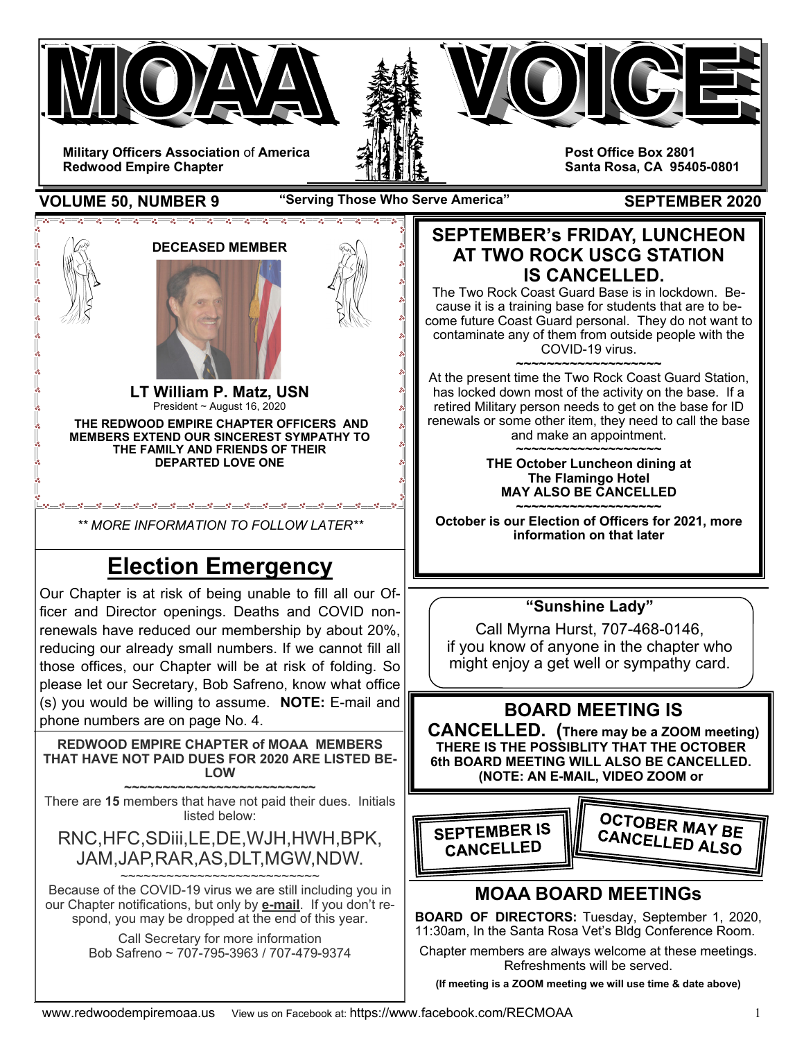# MOAA VOICE

**Military Officers Association of America**
**Redwood Empire Chapter**

**Post Office Box 2801**
**Santa Rosa, CA 95405-0801**

**VOLUME 50, NUMBER 9** — **"Serving Those Who Serve America"** — **SEPTEMBER 2020**

**DECEASED MEMBER**

**LT William P. Matz, USN**
President ~ August 16, 2020

**THE REDWOOD EMPIRE CHAPTER OFFICERS AND MEMBERS EXTEND OUR SINCEREST SYMPATHY TO THE FAMILY AND FRIENDS OF THEIR DEPARTED LOVE ONE**

*\*\* MORE INFORMATION TO FOLLOW LATER\*\**

## Election Emergency

Our Chapter is at risk of being unable to fill all our Officer and Director openings. Deaths and COVID non-renewals have reduced our membership by about 20%, reducing our already small numbers. If we cannot fill all those offices, our Chapter will be at risk of folding. So please let our Secretary, Bob Safreno, know what office(s) you would be willing to assume. **NOTE:** E-mail and phone numbers are on page No. 4.

**REDWOOD EMPIRE CHAPTER of MOAA MEMBERS THAT HAVE NOT PAID DUES FOR 2020 ARE LISTED BELOW**

~~~~~~~~~~~~~~~~~~~~~~~~~~~

There are **15** members that have not paid their dues. Initials listed below:

RNC,HFC,SDiii,LE,DE,WJH,HWH,BPK,
JAM,JAP,RAR,AS,DLT,MGW,NDW.

~~~~~~~~~~~~~~~~~~~~~~~~~~~

Because of the COVID-19 virus we are still including you in our Chapter notifications, but only by **e-mail**. If you don't respond, you may be dropped at the end of this year.

Call Secretary for more information
Bob Safreno ~ 707-795-3963 / 707-479-9374

## SEPTEMBER's FRIDAY, LUNCHEON AT TWO ROCK USCG STATION IS CANCELLED.

The Two Rock Coast Guard Base is in lockdown. Because it is a training base for students that are to become future Coast Guard personal. They do not want to contaminate any of them from outside people with the COVID-19 virus.

~~~~~~~~~~~~~~~~~~~~

At the present time the Two Rock Coast Guard Station, has locked down most of the activity on the base. If a retired Military person needs to get on the base for ID renewals or some other item, they need to call the base and make an appointment.

~~~~~~~~~~~~~~~~~~~~

**THE October Luncheon dining at The Flamingo Hotel MAY ALSO BE CANCELLED**

~~~~~~~~~~~~~~~~~~~~

**October is our Election of Officers for 2021, more information on that later**

**"Sunshine Lady"**

Call Myrna Hurst, 707-468-0146, if you know of anyone in the chapter who might enjoy a get well or sympathy card.

## BOARD MEETING IS CANCELLED. (There may be a ZOOM meeting)

**THERE IS THE POSSBLITY THAT THE OCTOBER 6th BOARD MEETING WILL ALSO BE CANCELLED. (NOTE: AN E-MAIL, VIDEO ZOOM or**

**SEPTEMBER IS CANCELLED**

**OCTOBER MAY BE CANCELLED ALSO**

## MOAA BOARD MEETINGs

**BOARD OF DIRECTORS:** Tuesday, September 1, 2020, 11:30am, In the Santa Rosa Vet's Bldg Conference Room.

Chapter members are always welcome at these meetings. Refreshments will be served.

**(If meeting is a ZOOM meeting we will use time & date above)**

www.redwoodempiremoaa.us View us on Facebook at: https://www.facebook.com/RECMOAA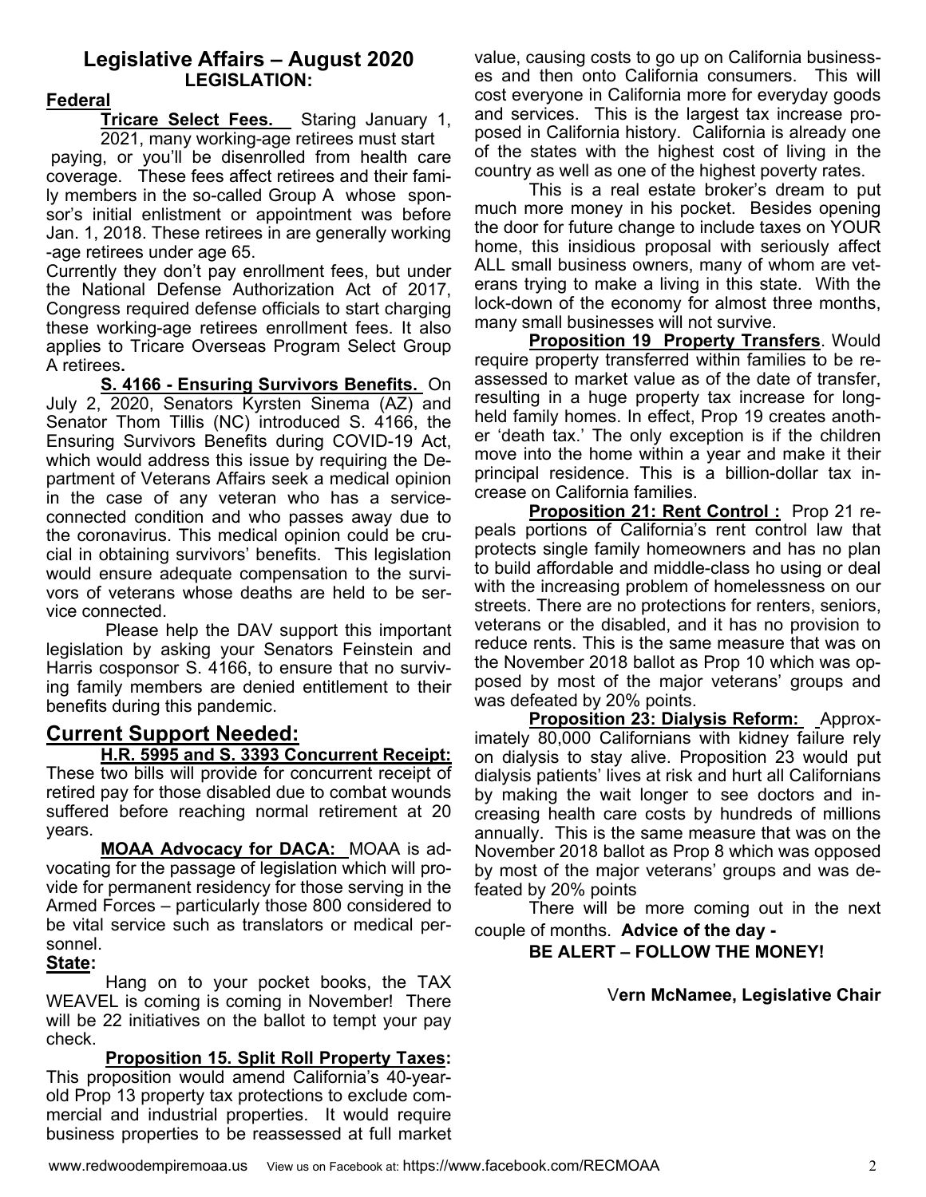## Legislative Affairs – August 2020

### LEGISLATION:

**Federal**

**Tricare Select Fees.** Staring January 1, 2021, many working-age retirees must start paying, or you'll be disenrolled from health care coverage. These fees affect retirees and their family members in the so-called Group A whose sponsor's initial enlistment or appointment was before Jan. 1, 2018. These retirees in are generally working -age retirees under age 65.

Currently they don't pay enrollment fees, but under the National Defense Authorization Act of 2017, Congress required defense officials to start charging these working-age retirees enrollment fees. It also applies to Tricare Overseas Program Select Group A retirees**.**

**S. 4166 - Ensuring Survivors Benefits.** On July 2, 2020, Senators Kyrsten Sinema (AZ) and Senator Thom Tillis (NC) introduced S. 4166, the Ensuring Survivors Benefits during COVID-19 Act, which would address this issue by requiring the Department of Veterans Affairs seek a medical opinion in the case of any veteran who has a service-connected condition and who passes away due to the coronavirus. This medical opinion could be crucial in obtaining survivors' benefits. This legislation would ensure adequate compensation to the survivors of veterans whose deaths are held to be service connected.

Please help the DAV support this important legislation by asking your Senators Feinstein and Harris cosponsor S. 4166, to ensure that no surviving family members are denied entitlement to their benefits during this pandemic.

## Current Support Needed:

**H.R. 5995 and S. 3393 Concurrent Receipt:** These two bills will provide for concurrent receipt of retired pay for those disabled due to combat wounds suffered before reaching normal retirement at 20 years.

**MOAA Advocacy for DACA:** MOAA is advocating for the passage of legislation which will provide for permanent residency for those serving in the Armed Forces – particularly those 800 considered to be vital service such as translators or medical personnel.

**State:**

Hang on to your pocket books, the TAX WEAVEL is coming is coming in November! There will be 22 initiatives on the ballot to tempt your pay check.

**Proposition 15. Split Roll Property Taxes:** This proposition would amend California's 40-year-old Prop 13 property tax protections to exclude commercial and industrial properties. It would require business properties to be reassessed at full market value, causing costs to go up on California businesses and then onto California consumers. This will cost everyone in California more for everyday goods and services. This is the largest tax increase proposed in California history. California is already one of the states with the highest cost of living in the country as well as one of the highest poverty rates.

This is a real estate broker's dream to put much more money in his pocket. Besides opening the door for future change to include taxes on YOUR home, this insidious proposal with seriously affect ALL small business owners, many of whom are veterans trying to make a living in this state. With the lock-down of the economy for almost three months, many small businesses will not survive.

**Proposition 19 Property Transfers**. Would require property transferred within families to be reassessed to market value as of the date of transfer, resulting in a huge property tax increase for long-held family homes. In effect, Prop 19 creates another 'death tax.' The only exception is if the children move into the home within a year and make it their principal residence. This is a billion-dollar tax increase on California families.

**Proposition 21: Rent Control :** Prop 21 repeals portions of California's rent control law that protects single family homeowners and has no plan to build affordable and middle-class ho using or deal with the increasing problem of homelessness on our streets. There are no protections for renters, seniors, veterans or the disabled, and it has no provision to reduce rents. This is the same measure that was on the November 2018 ballot as Prop 10 which was opposed by most of the major veterans' groups and was defeated by 20% points.

**Proposition 23: Dialysis Reform:** Approximately 80,000 Californians with kidney failure rely on dialysis to stay alive. Proposition 23 would put dialysis patients' lives at risk and hurt all Californians by making the wait longer to see doctors and increasing health care costs by hundreds of millions annually. This is the same measure that was on the November 2018 ballot as Prop 8 which was opposed by most of the major veterans' groups and was defeated by 20% points

There will be more coming out in the next couple of months. **Advice of the day -**

**BE ALERT – FOLLOW THE MONEY!**

**Vern McNamee, Legislative Chair**

www.redwoodempiremoaa.us View us on Facebook at: https://www.facebook.com/RECMOAA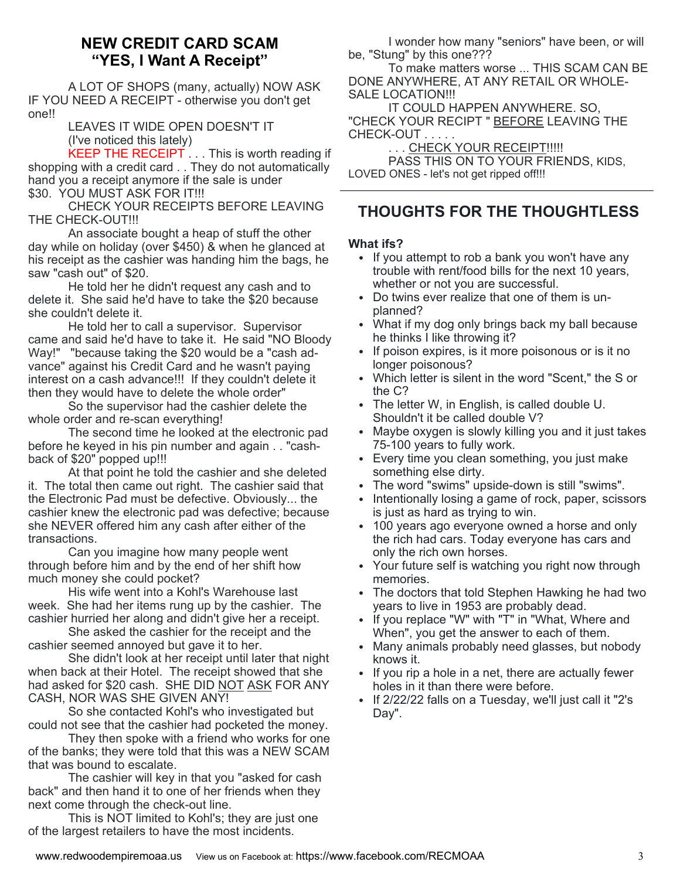## NEW CREDIT CARD SCAM
## "YES, I Want A Receipt"

A LOT OF SHOPS (many, actually) NOW ASK IF YOU NEED A RECEIPT - otherwise you don't get one!!

LEAVES IT WIDE OPEN DOESN'T IT

(I've noticed this lately)

KEEP THE RECEIPT . . . This is worth reading if shopping with a credit card . . They do not automatically hand you a receipt anymore if the sale is under $30. YOU MUST ASK FOR IT!!!

CHECK YOUR RECEIPTS BEFORE LEAVING THE CHECK-OUT!!!

An associate bought a heap of stuff the other day while on holiday (over $450) & when he glanced at his receipt as the cashier was handing him the bags, he saw "cash out" of $20.

He told her he didn't request any cash and to delete it. She said he'd have to take the $20 because she couldn't delete it.

He told her to call a supervisor. Supervisor came and said he'd have to take it. He said "NO Bloody Way!" "because taking the $20 would be a "cash advance" against his Credit Card and he wasn't paying interest on a cash advance!!! If they couldn't delete it then they would have to delete the whole order"

So the supervisor had the cashier delete the whole order and re-scan everything!

The second time he looked at the electronic pad before he keyed in his pin number and again . . "cash-back of $20" popped up!!!

At that point he told the cashier and she deleted it. The total then came out right. The cashier said that the Electronic Pad must be defective. Obviously... the cashier knew the electronic pad was defective; because she NEVER offered him any cash after either of the transactions.

Can you imagine how many people went through before him and by the end of her shift how much money she could pocket?

His wife went into a Kohl's Warehouse last week. She had her items rung up by the cashier. The cashier hurried her along and didn't give her a receipt.

She asked the cashier for the receipt and the cashier seemed annoyed but gave it to her.

She didn't look at her receipt until later that night when back at their Hotel. The receipt showed that she had asked for $20 cash. SHE DID NOT ASK FOR ANY CASH, NOR WAS SHE GIVEN ANY!

So she contacted Kohl's who investigated but could not see that the cashier had pocketed the money.

They then spoke with a friend who works for one of the banks; they were told that this was a NEW SCAM that was bound to escalate.

The cashier will key in that you "asked for cash back" and then hand it to one of her friends when they next come through the check-out line.

This is NOT limited to Kohl's; they are just one of the largest retailers to have the most incidents.

I wonder how many "seniors" have been, or will be, "Stung" by this one???

To make matters worse ... THIS SCAM CAN BE DONE ANYWHERE, AT ANY RETAIL OR WHOLESALE LOCATION!!!

IT COULD HAPPEN ANYWHERE. SO, "CHECK YOUR RECIPT " BEFORE LEAVING THE CHECK-OUT . . . . .

. . . CHECK YOUR RECEIPT!!!!!

PASS THIS ON TO YOUR FRIENDS, KIDS, LOVED ONES - let's not get ripped off!!!

---

## THOUGHTS FOR THE THOUGHTLESS

**What ifs?**

- If you attempt to rob a bank you won't have any trouble with rent/food bills for the next 10 years, whether or not you are successful.
- Do twins ever realize that one of them is unplanned?
- What if my dog only brings back my ball because he thinks I like throwing it?
- If poison expires, is it more poisonous or is it no longer poisonous?
- Which letter is silent in the word "Scent," the S or the C?
- The letter W, in English, is called double U. Shouldn't it be called double V?
- Maybe oxygen is slowly killing you and it just takes 75-100 years to fully work.
- Every time you clean something, you just make something else dirty.
- The word "swims" upside-down is still "swims".
- Intentionally losing a game of rock, paper, scissors is just as hard as trying to win.
- 100 years ago everyone owned a horse and only the rich had cars. Today everyone has cars and only the rich own horses.
- Your future self is watching you right now through memories.
- The doctors that told Stephen Hawking he had two years to live in 1953 are probably dead.
- If you replace "W" with "T" in "What, Where and When", you get the answer to each of them.
- Many animals probably need glasses, but nobody knows it.
- If you rip a hole in a net, there are actually fewer holes in it than there were before.
- If 2/22/22 falls on a Tuesday, we'll just call it "2's Day".

www.redwoodempiremoaa.us View us on Facebook at: https://www.facebook.com/RECMOAA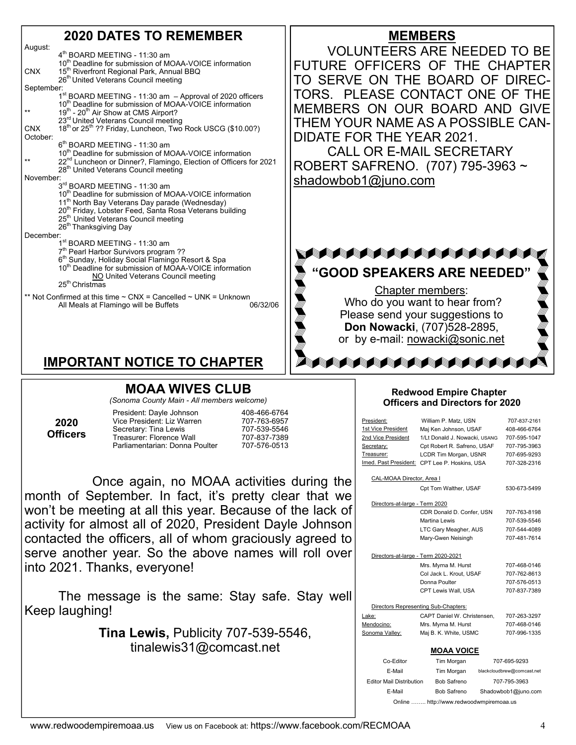## 2020 DATES TO REMEMBER

August:
- 4th BOARD MEETING - 11:30 am
- 10th Deadline for submission of MOAA-VOICE information
- CNX 15th Riverfront Regional Park, Annual BBQ
- 26th United Veterans Council meeting

September:
- 1st BOARD MEETING - 11:30 am – Approval of 2020 officers
- 10th Deadline for submission of MOAA-VOICE information
- ** 19th - 20th Air Show at CMS Airport?
- 23rd United Veterans Council meeting
- CNX 18th or 25th ?? Friday, Luncheon, Two Rock USCG ($10.00?)

October:
- 6th BOARD MEETING - 11:30 am
- 10th Deadline for submission of MOAA-VOICE information
- ** 22nd Luncheon or Dinner?, Flamingo, Election of Officers for 2021
- 28th United Veterans Council meeting

November:
- 3rd BOARD MEETING - 11:30 am
- 10th Deadline for submission of MOAA-VOICE information
- 11th North Bay Veterans Day parade (Wednesday)
- 20th Friday, Lobster Feed, Santa Rosa Veterans building
- 25th United Veterans Council meeting
- 26th Thanksgiving Day

December:
- 1st BOARD MEETING - 11:30 am
- 7th Pearl Harbor Survivors program ??
- 6th Sunday, Holiday Social Flamingo Resort & Spa
- 10th Deadline for submission of MOAA-VOICE information
- NO United Veterans Council meeting
- 25th Christmas

** Not Confirmed at this time ~ CNX = Cancelled ~ UNK = Unknown
All Meals at Flamingo will be Buffets 06/32/06

## IMPORTANT NOTICE TO CHAPTER

## MEMBERS

VOLUNTEERS ARE NEEDED TO BE FUTURE OFFICERS OF THE CHAPTER TO SERVE ON THE BOARD OF DIRECTORS. PLEASE CONTACT ONE OF THE MEMBERS ON OUR BOARD AND GIVE THEM YOUR NAME AS A POSSIBLE CANDIDATE FOR THE YEAR 2021.

CALL OR E-MAIL SECRETARY ROBERT SAFRENO. (707) 795-3963 ~ shadowbob1@juno.com

## "GOOD SPEAKERS ARE NEEDED"

Chapter members:
Who do you want to hear from?
Please send your suggestions to **Don Nowacki**, (707)528-2895,
or by e-mail: nowacki@sonic.net

## MOAA WIVES CLUB

*(Sonoma County Main - All members welcome)*

**2020 Officers**

| | |
|---|---|
| President: Dayle Johnson | 408-466-6764 |
| Vice President: Liz Warren | 707-763-6957 |
| Secretary: Tina Lewis | 707-539-5546 |
| Treasurer: Florence Wall | 707-837-7389 |
| Parliamentarian: Donna Poulter | 707-576-0513 |

Once again, no MOAA activities during the month of September. In fact, it's pretty clear that we won't be meeting at all this year. Because of the lack of activity for almost all of 2020, President Dayle Johnson contacted the officers, all of whom graciously agreed to serve another year. So the above names will roll over into 2021. Thanks, everyone!

The message is the same: Stay safe. Stay well Keep laughing!

**Tina Lewis,** Publicity 707-539-5546, tinalewis31@comcast.net

### Redwood Empire Chapter Officers and Directors for 2020

| | | |
|---|---|---|
| President: | William P. Matz, USN | 707-837-2161 |
| 1st Vice President | Maj Ken Johnson, USAF | 408-466-6764 |
| 2nd Vice President | 1/Lt Donald J. Nowacki, USANG | 707-595-1047 |
| Secretary: | Cpt Robert R. Safreno, USAF | 707-795-3963 |
| Treasurer: | LCDR Tim Morgan, USNR | 707-695-9293 |
| Imed. Past President: | CPT Lee P. Hoskins, USA | 707-328-2316 |
| CAL-MOAA Director, Area I | | |
| | Cpt Tom Walther, USAF | 530-673-5499 |
| Directors-at-large - Term 2020 | | |
| | CDR Donald D. Confer, USN | 707-763-8198 |
| | Martina Lewis | 707-539-5546 |
| | LTC Gary Meagher, AUS | 707-544-4089 |
| | Mary-Gwen Neisingh | 707-481-7614 |
| Directors-at-large - Term 2020-2021 | | |
| | Mrs. Myrna M. Hurst | 707-468-0146 |
| | Col Jack L. Krout, USAF | 707-762-8613 |
| | Donna Poulter | 707-576-0513 |
| | CPT Lewis Wall, USA | 707-837-7389 |
| Directors Representing Sub-Chapters: | | |
| Lake: | CAPT Daniel W. Christensen, | 707-263-3297 |
| Mendocino: | Mrs. Myrna M. Hurst | 707-468-0146 |
| Sonoma Valley: | Maj B. K. White, USMC | 707-996-1335 |

#### MOAA VOICE

| | | |
|---|---|---|
| Co-Editor | Tim Morgan | 707-695-9293 |
| E-Mail | Tim Morgan | blackcloudbrew@comcast.net |
| Editor Mail Distribution | Bob Safreno | 707-795-3963 |
| E-Mail | Bob Safreno | Shadowbob1@juno.com |

Online …….. http://www.redwoodwmpiremoaa.us

www.redwoodempiremoaa.us View us on Facebook at: https://www.facebook.com/RECMOAA